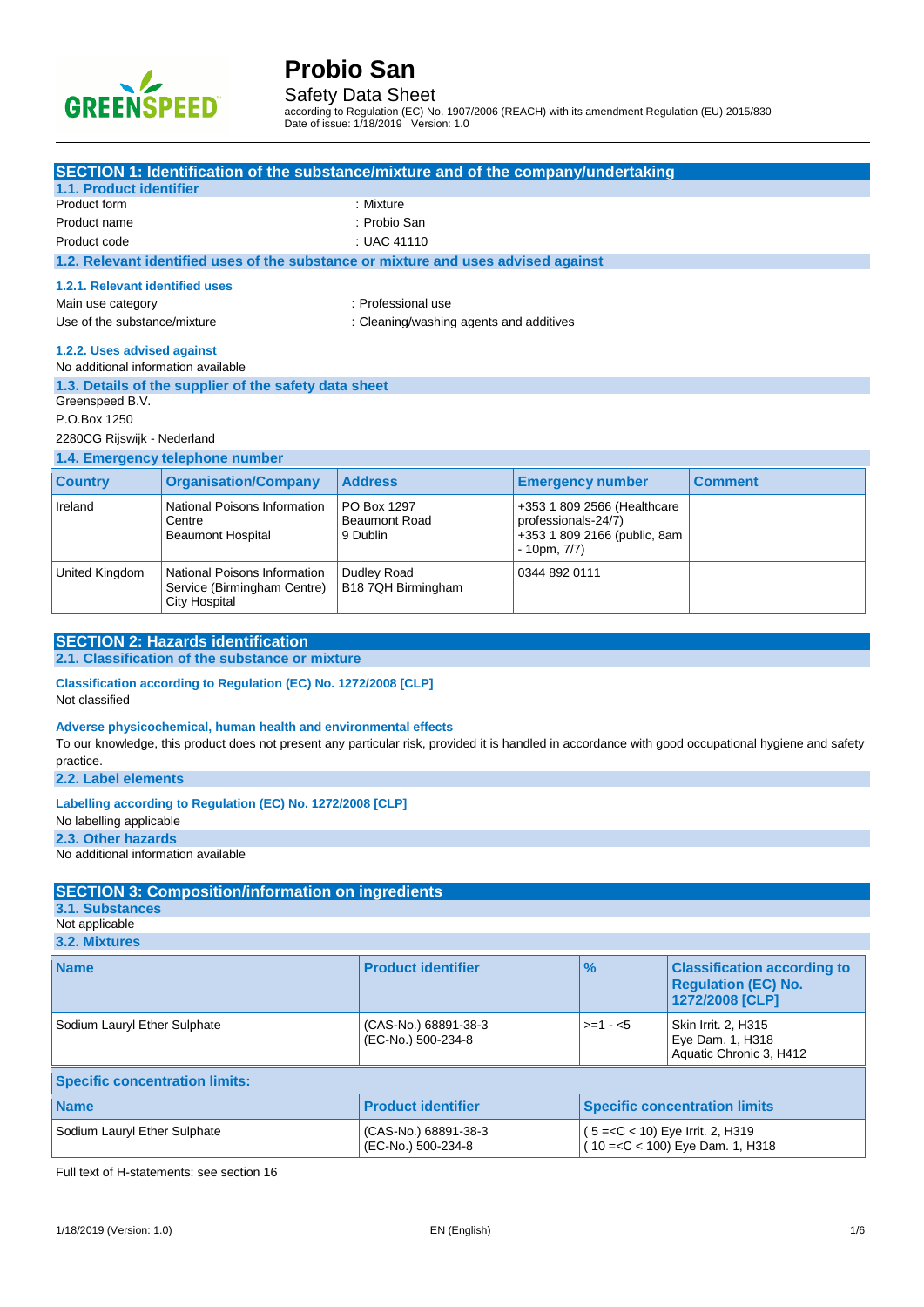# Probio San

## Safety Data Sheet

according to Regulation (EC) No. 1907/2006 (REACH) with its amendment Regulation (EU) 2015/830
Date of issue: 1/18/2019 Version: 1.0

## SECTION 1: Identification of the substance/mixture and of the company/undertaking

### 1.1. Product identifier

Product form : Mixture

Product name : Probio San

Product code : UAC 41110

### 1.2. Relevant identified uses of the substance or mixture and uses advised against

#### 1.2.1. Relevant identified uses

Main use category : Professional use

Use of the substance/mixture : Cleaning/washing agents and additives

#### 1.2.2. Uses advised against

No additional information available

### 1.3. Details of the supplier of the safety data sheet

Greenspeed B.V.
P.O.Box 1250
2280CG Rijswijk - Nederland

### 1.4. Emergency telephone number

| Country | Organisation/Company | Address | Emergency number | Comment |
|---|---|---|---|---|
| Ireland | National Poisons Information Centre Beaumont Hospital | PO Box 1297 Beaumont Road 9 Dublin | +353 1 809 2566 (Healthcare professionals-24/7) +353 1 809 2166 (public, 8am - 10pm, 7/7) | |
| United Kingdom | National Poisons Information Service (Birmingham Centre) City Hospital | Dudley Road B18 7QH Birmingham | 0344 892 0111 | |

## SECTION 2: Hazards identification

### 2.1. Classification of the substance or mixture

**Classification according to Regulation (EC) No. 1272/2008 [CLP]**

Not classified

**Adverse physicochemical, human health and environmental effects**

To our knowledge, this product does not present any particular risk, provided it is handled in accordance with good occupational hygiene and safety practice.

### 2.2. Label elements

**Labelling according to Regulation (EC) No. 1272/2008 [CLP]**

No labelling applicable

### 2.3. Other hazards

No additional information available

## SECTION 3: Composition/information on ingredients

### 3.1. Substances

Not applicable

### 3.2. Mixtures

| Name | Product identifier | % | Classification according to Regulation (EC) No. 1272/2008 [CLP] |
|---|---|---|---|
| Sodium Lauryl Ether Sulphate | (CAS-No.) 68891-38-3 (EC-No.) 500-234-8 | >=1 - <5 | Skin Irrit. 2, H315 Eye Dam. 1, H318 Aquatic Chronic 3, H412 |

**Specific concentration limits:**

| Name | Product identifier | Specific concentration limits |
|---|---|---|
| Sodium Lauryl Ether Sulphate | (CAS-No.) 68891-38-3 (EC-No.) 500-234-8 | ( 5 =<C < 10) Eye Irrit. 2, H319 ( 10 =<C < 100) Eye Dam. 1, H318 |

Full text of H-statements: see section 16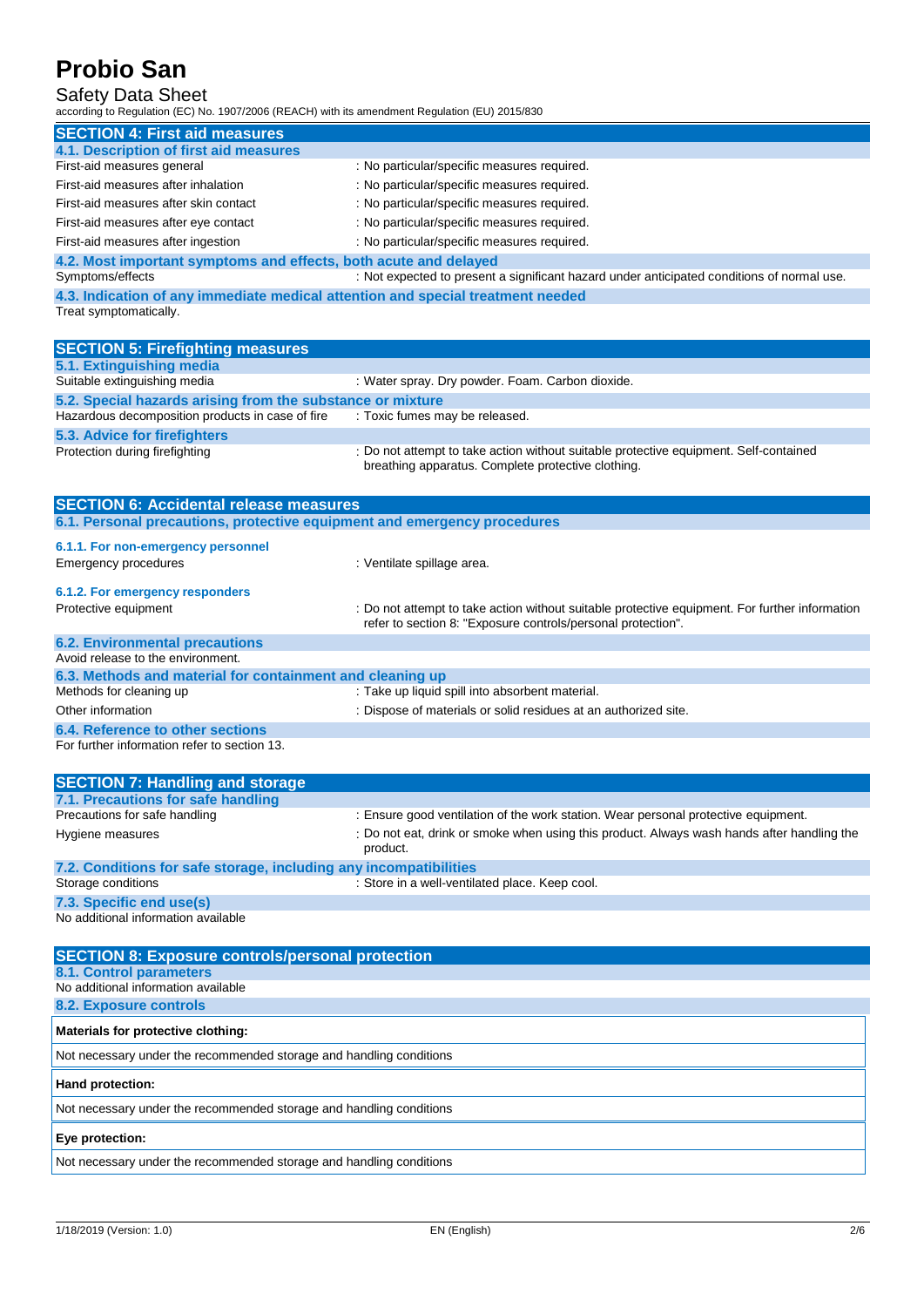## SECTION 4: First aid measures

### 4.1. Description of first aid measures

| | |
|---|---|
| First-aid measures general | : No particular/specific measures required. |
| First-aid measures after inhalation | : No particular/specific measures required. |
| First-aid measures after skin contact | : No particular/specific measures required. |
| First-aid measures after eye contact | : No particular/specific measures required. |
| First-aid measures after ingestion | : No particular/specific measures required. |

### 4.2. Most important symptoms and effects, both acute and delayed

| | |
|---|---|
| Symptoms/effects | : Not expected to present a significant hazard under anticipated conditions of normal use. |

### 4.3. Indication of any immediate medical attention and special treatment needed

Treat symptomatically.

## SECTION 5: Firefighting measures

### 5.1. Extinguishing media

| | |
|---|---|
| Suitable extinguishing media | : Water spray. Dry powder. Foam. Carbon dioxide. |

### 5.2. Special hazards arising from the substance or mixture

| | |
|---|---|
| Hazardous decomposition products in case of fire | : Toxic fumes may be released. |

### 5.3. Advice for firefighters

| | |
|---|---|
| Protection during firefighting | : Do not attempt to take action without suitable protective equipment. Self-contained breathing apparatus. Complete protective clothing. |

## SECTION 6: Accidental release measures

### 6.1. Personal precautions, protective equipment and emergency procedures

#### 6.1.1. For non-emergency personnel

| | |
|---|---|
| Emergency procedures | : Ventilate spillage area. |

#### 6.1.2. For emergency responders

| | |
|---|---|
| Protective equipment | : Do not attempt to take action without suitable protective equipment. For further information refer to section 8: "Exposure controls/personal protection". |

### 6.2. Environmental precautions

Avoid release to the environment.

### 6.3. Methods and material for containment and cleaning up

| | |
|---|---|
| Methods for cleaning up | : Take up liquid spill into absorbent material. |
| Other information | : Dispose of materials or solid residues at an authorized site. |

### 6.4. Reference to other sections

For further information refer to section 13.

## SECTION 7: Handling and storage

### 7.1. Precautions for safe handling

| | |
|---|---|
| Precautions for safe handling | : Ensure good ventilation of the work station. Wear personal protective equipment. |
| Hygiene measures | : Do not eat, drink or smoke when using this product. Always wash hands after handling the product. |

### 7.2. Conditions for safe storage, including any incompatibilities

| | |
|---|---|
| Storage conditions | : Store in a well-ventilated place. Keep cool. |

### 7.3. Specific end use(s)

No additional information available

## SECTION 8: Exposure controls/personal protection

### 8.1. Control parameters

No additional information available

### 8.2. Exposure controls

| **Materials for protective clothing:** |
|---|
| Not necessary under the recommended storage and handling conditions |

| **Hand protection:** |
|---|
| Not necessary under the recommended storage and handling conditions |

| **Eye protection:** |
|---|
| Not necessary under the recommended storage and handling conditions |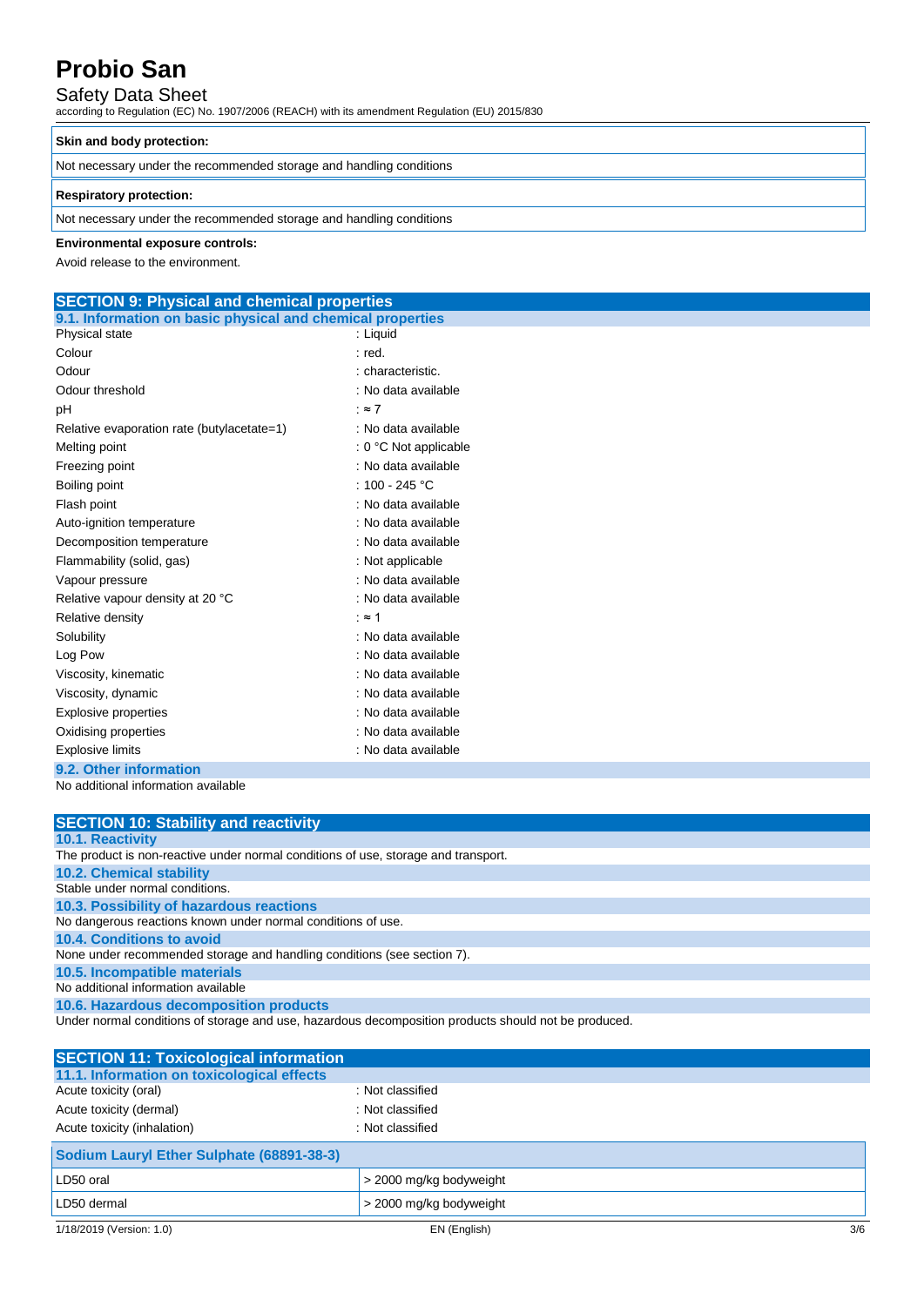| Skin and body protection: |
|---|
| Not necessary under the recommended storage and handling conditions |

| Respiratory protection: |
|---|
| Not necessary under the recommended storage and handling conditions |

**Environmental exposure controls:**

Avoid release to the environment.

## SECTION 9: Physical and chemical properties

### 9.1. Information on basic physical and chemical properties

| | |
|---|---|
| Physical state | : Liquid |
| Colour | : red. |
| Odour | : characteristic. |
| Odour threshold | : No data available |
| pH | : ≈ 7 |
| Relative evaporation rate (butylacetate=1) | : No data available |
| Melting point | : 0 °C Not applicable |
| Freezing point | : No data available |
| Boiling point | : 100 - 245 °C |
| Flash point | : No data available |
| Auto-ignition temperature | : No data available |
| Decomposition temperature | : No data available |
| Flammability (solid, gas) | : Not applicable |
| Vapour pressure | : No data available |
| Relative vapour density at 20 °C | : No data available |
| Relative density | : ≈ 1 |
| Solubility | : No data available |
| Log Pow | : No data available |
| Viscosity, kinematic | : No data available |
| Viscosity, dynamic | : No data available |
| Explosive properties | : No data available |
| Oxidising properties | : No data available |
| Explosive limits | : No data available |

### 9.2. Other information

No additional information available

## SECTION 10: Stability and reactivity

### 10.1. Reactivity

The product is non-reactive under normal conditions of use, storage and transport.

### 10.2. Chemical stability

Stable under normal conditions.

### 10.3. Possibility of hazardous reactions

No dangerous reactions known under normal conditions of use.

### 10.4. Conditions to avoid

None under recommended storage and handling conditions (see section 7).

### 10.5. Incompatible materials

No additional information available

### 10.6. Hazardous decomposition products

Under normal conditions of storage and use, hazardous decomposition products should not be produced.

## SECTION 11: Toxicological information

### 11.1. Information on toxicological effects

| | |
|---|---|
| Acute toxicity (oral) | : Not classified |
| Acute toxicity (dermal) | : Not classified |
| Acute toxicity (inhalation) | : Not classified |

| Sodium Lauryl Ether Sulphate (68891-38-3) | |
|---|---|
| LD50 oral | > 2000 mg/kg bodyweight |
| LD50 dermal | > 2000 mg/kg bodyweight |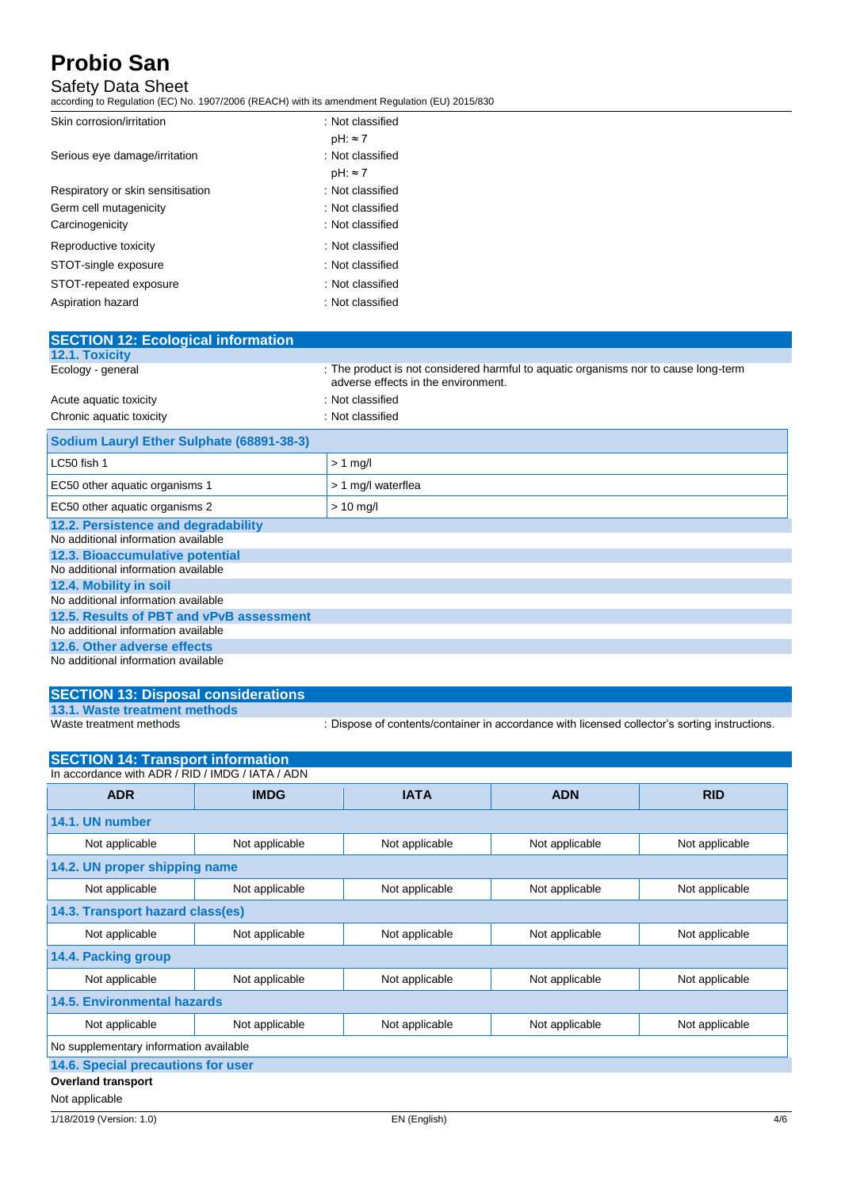| | |
|---|---|
| Skin corrosion/irritation | : Not classified |
| | pH: ≈ 7 |
| Serious eye damage/irritation | : Not classified |
| | pH: ≈ 7 |
| Respiratory or skin sensitisation | : Not classified |
| Germ cell mutagenicity | : Not classified |
| Carcinogenicity | : Not classified |
| Reproductive toxicity | : Not classified |
| STOT-single exposure | : Not classified |
| STOT-repeated exposure | : Not classified |
| Aspiration hazard | : Not classified |

## SECTION 12: Ecological information

### 12.1. Toxicity

| | |
|---|---|
| Ecology - general | : The product is not considered harmful to aquatic organisms nor to cause long-term adverse effects in the environment. |
| Acute aquatic toxicity | : Not classified |
| Chronic aquatic toxicity | : Not classified |

| Sodium Lauryl Ether Sulphate (68891-38-3) | |
|---|---|
| LC50 fish 1 | > 1 mg/l |
| EC50 other aquatic organisms 1 | > 1 mg/l waterflea |
| EC50 other aquatic organisms 2 | > 10 mg/l |

### 12.2. Persistence and degradability
No additional information available

### 12.3. Bioaccumulative potential
No additional information available

### 12.4. Mobility in soil
No additional information available

### 12.5. Results of PBT and vPvB assessment
No additional information available

### 12.6. Other adverse effects
No additional information available

## SECTION 13: Disposal considerations

### 13.1. Waste treatment methods

| | |
|---|---|
| Waste treatment methods | : Dispose of contents/container in accordance with licensed collector's sorting instructions. |

## SECTION 14: Transport information

In accordance with ADR / RID / IMDG / IATA / ADN

| ADR | IMDG | IATA | ADN | RID |
|---|---|---|---|---|
| **14.1. UN number** | | | | |
| Not applicable | Not applicable | Not applicable | Not applicable | Not applicable |
| **14.2. UN proper shipping name** | | | | |
| Not applicable | Not applicable | Not applicable | Not applicable | Not applicable |
| **14.3. Transport hazard class(es)** | | | | |
| Not applicable | Not applicable | Not applicable | Not applicable | Not applicable |
| **14.4. Packing group** | | | | |
| Not applicable | Not applicable | Not applicable | Not applicable | Not applicable |
| **14.5. Environmental hazards** | | | | |
| Not applicable | Not applicable | Not applicable | Not applicable | Not applicable |
| No supplementary information available | | | | |

### 14.6. Special precautions for user

**Overland transport**

Not applicable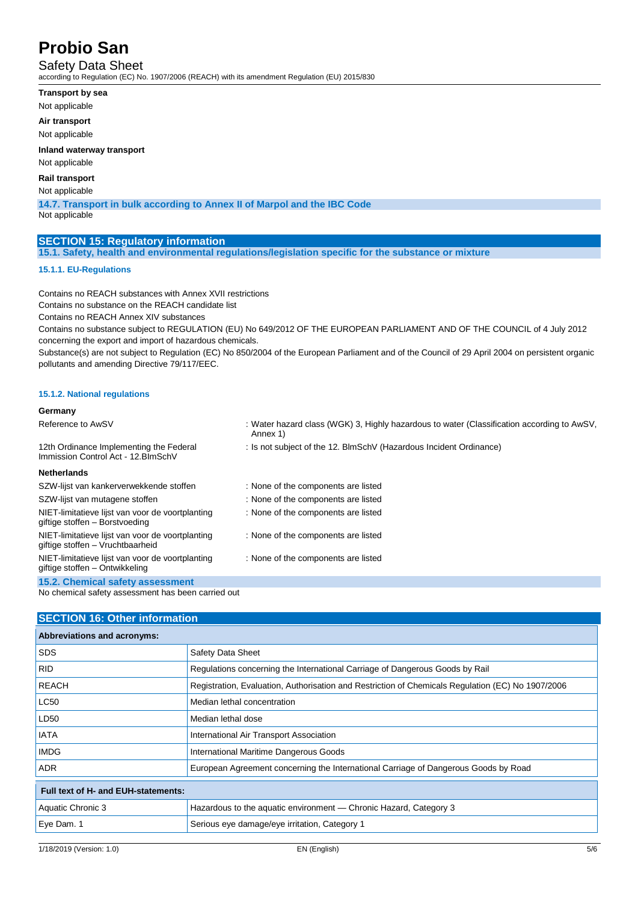**Transport by sea**

Not applicable

**Air transport**

Not applicable

**Inland waterway transport**

Not applicable

**Rail transport**

Not applicable

### 14.7. Transport in bulk according to Annex II of Marpol and the IBC Code

Not applicable

## SECTION 15: Regulatory information

### 15.1. Safety, health and environmental regulations/legislation specific for the substance or mixture

#### 15.1.1. EU-Regulations

Contains no REACH substances with Annex XVII restrictions

Contains no substance on the REACH candidate list

Contains no REACH Annex XIV substances

Contains no substance subject to REGULATION (EU) No 649/2012 OF THE EUROPEAN PARLIAMENT AND OF THE COUNCIL of 4 July 2012 concerning the export and import of hazardous chemicals.

Substance(s) are not subject to Regulation (EC) No 850/2004 of the European Parliament and of the Council of 29 April 2004 on persistent organic pollutants and amending Directive 79/117/EEC.

#### 15.1.2. National regulations

**Germany**

| | |
|---|---|
| Reference to AwSV | : Water hazard class (WGK) 3, Highly hazardous to water (Classification according to AwSV, Annex 1) |
| 12th Ordinance Implementing the Federal Immission Control Act - 12.BImSchV | : Is not subject of the 12. BlmSchV (Hazardous Incident Ordinance) |

**Netherlands**

| | |
|---|---|
| SZW-lijst van kankerverwekkende stoffen | : None of the components are listed |
| SZW-lijst van mutagene stoffen | : None of the components are listed |
| NIET-limitatieve lijst van voor de voortplanting giftige stoffen – Borstvoeding | : None of the components are listed |
| NIET-limitatieve lijst van voor de voortplanting giftige stoffen – Vruchtbaarheid | : None of the components are listed |
| NIET-limitatieve lijst van voor de voortplanting giftige stoffen – Ontwikkeling | : None of the components are listed |

### 15.2. Chemical safety assessment

No chemical safety assessment has been carried out

## SECTION 16: Other information

| Abbreviations and acronyms: | |
|---|---|
| SDS | Safety Data Sheet |
| RID | Regulations concerning the International Carriage of Dangerous Goods by Rail |
| REACH | Registration, Evaluation, Authorisation and Restriction of Chemicals Regulation (EC) No 1907/2006 |
| LC50 | Median lethal concentration |
| LD50 | Median lethal dose |
| IATA | International Air Transport Association |
| IMDG | International Maritime Dangerous Goods |
| ADR | European Agreement concerning the International Carriage of Dangerous Goods by Road |

| Full text of H- and EUH-statements: | |
|---|---|
| Aquatic Chronic 3 | Hazardous to the aquatic environment — Chronic Hazard, Category 3 |
| Eye Dam. 1 | Serious eye damage/eye irritation, Category 1 |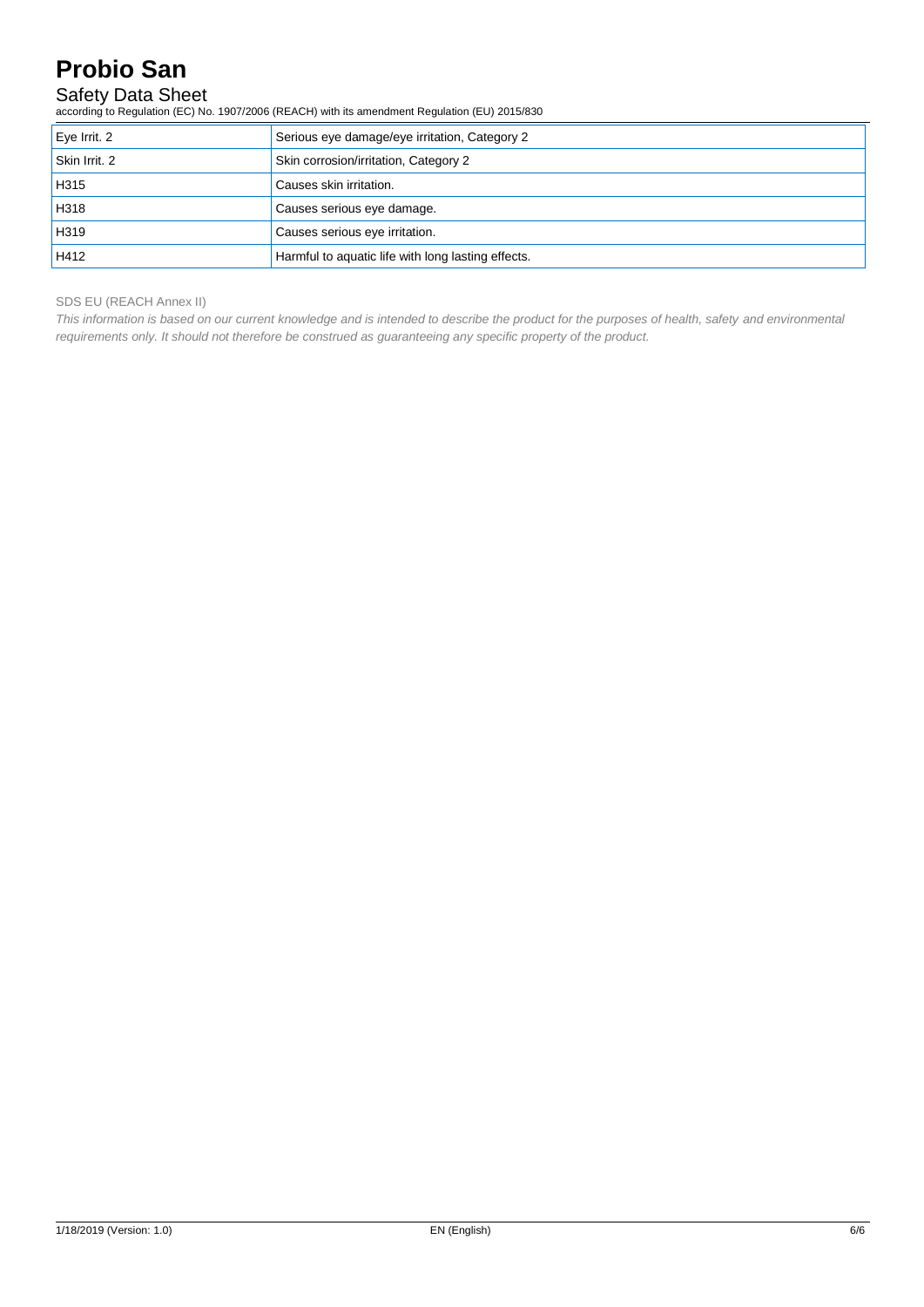| | |
|---|---|
| Eye Irrit. 2 | Serious eye damage/eye irritation, Category 2 |
| Skin Irrit. 2 | Skin corrosion/irritation, Category 2 |
| H315 | Causes skin irritation. |
| H318 | Causes serious eye damage. |
| H319 | Causes serious eye irritation. |
| H412 | Harmful to aquatic life with long lasting effects. |

SDS EU (REACH Annex II)

*This information is based on our current knowledge and is intended to describe the product for the purposes of health, safety and environmental requirements only. It should not therefore be construed as guaranteeing any specific property of the product.*